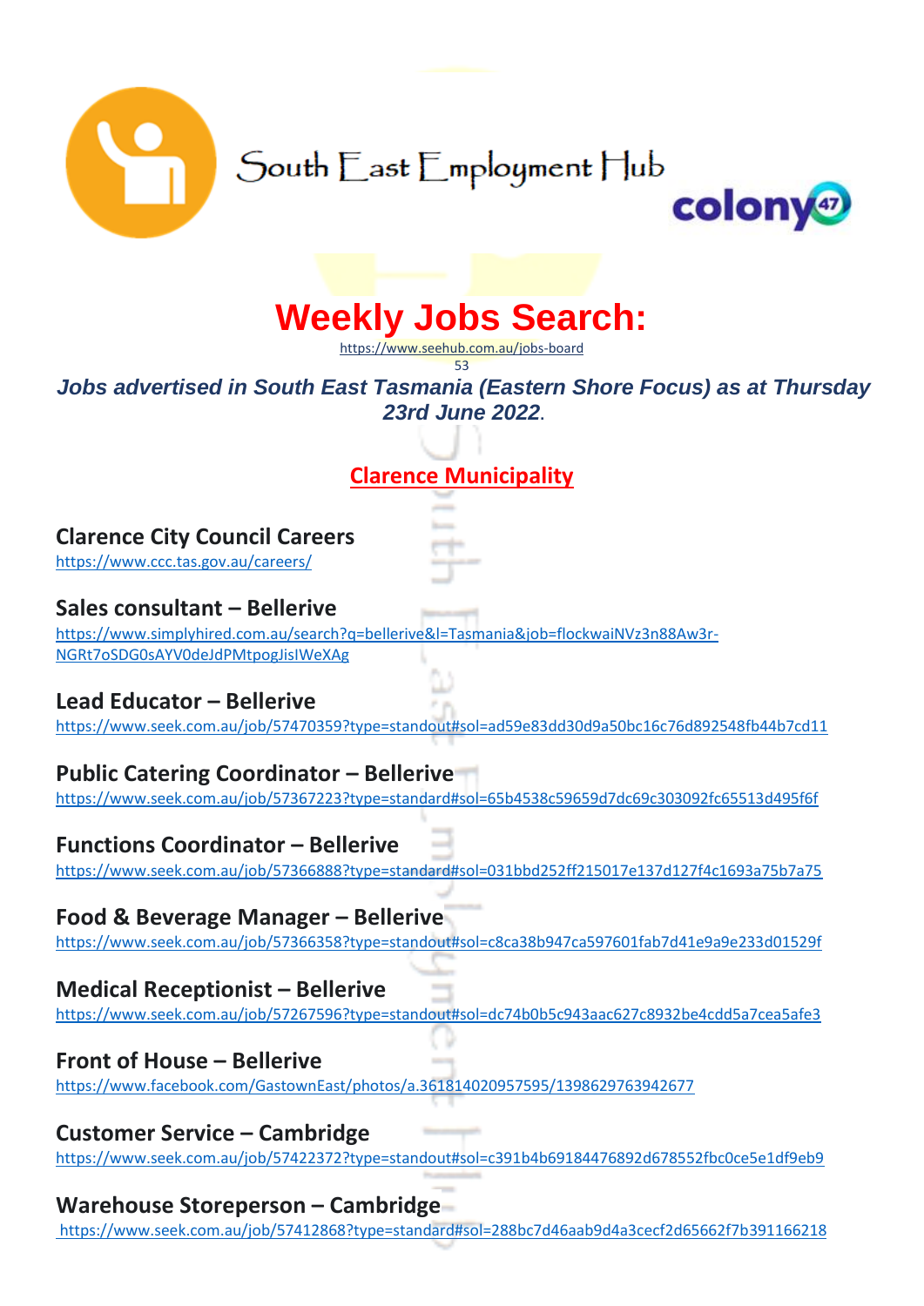South East Employment Hub

colony47

# Weekly Jobs Search:

https://www.seehub.com.au/jobs-board

53

***Jobs advertised in South East Tasmania (Eastern Shore Focus) as at Thursday 23rd June 2022.***

## Clarence Municipality

### Clarence City Council Careers
https://www.ccc.tas.gov.au/careers/

### Sales consultant – Bellerive
https://www.simplyhired.com.au/search?q=bellerive&l=Tasmania&job=flockwaiNVz3n88Aw3r-NGRt7oSDG0sAYV0deJdPMtpogJisIWeXAg

### Lead Educator – Bellerive
https://www.seek.com.au/job/57470359?type=standout#sol=ad59e83dd30d9a50bc16c76d892548fb44b7cd11

### Public Catering Coordinator – Bellerive
https://www.seek.com.au/job/57367223?type=standard#sol=65b4538c59659d7dc69c303092fc65513d495f6f

### Functions Coordinator – Bellerive
https://www.seek.com.au/job/57366888?type=standard#sol=031bbd252ff215017e137d127f4c1693a75b7a75

### Food & Beverage Manager – Bellerive
https://www.seek.com.au/job/57366358?type=standout#sol=c8ca38b947ca597601fab7d41e9a9e233d01529f

### Medical Receptionist – Bellerive
https://www.seek.com.au/job/57267596?type=standout#sol=dc74b0b5c943aac627c8932be4cdd5a7cea5afe3

### Front of House – Bellerive
https://www.facebook.com/GastownEast/photos/a.361814020957595/1398629763942677

### Customer Service – Cambridge
https://www.seek.com.au/job/57422372?type=standout#sol=c391b4b69184476892d678552fbc0ce5e1df9eb9

### Warehouse Storeperson – Cambridge
https://www.seek.com.au/job/57412868?type=standard#sol=288bc7d46aab9d4a3cecf2d65662f7b391166218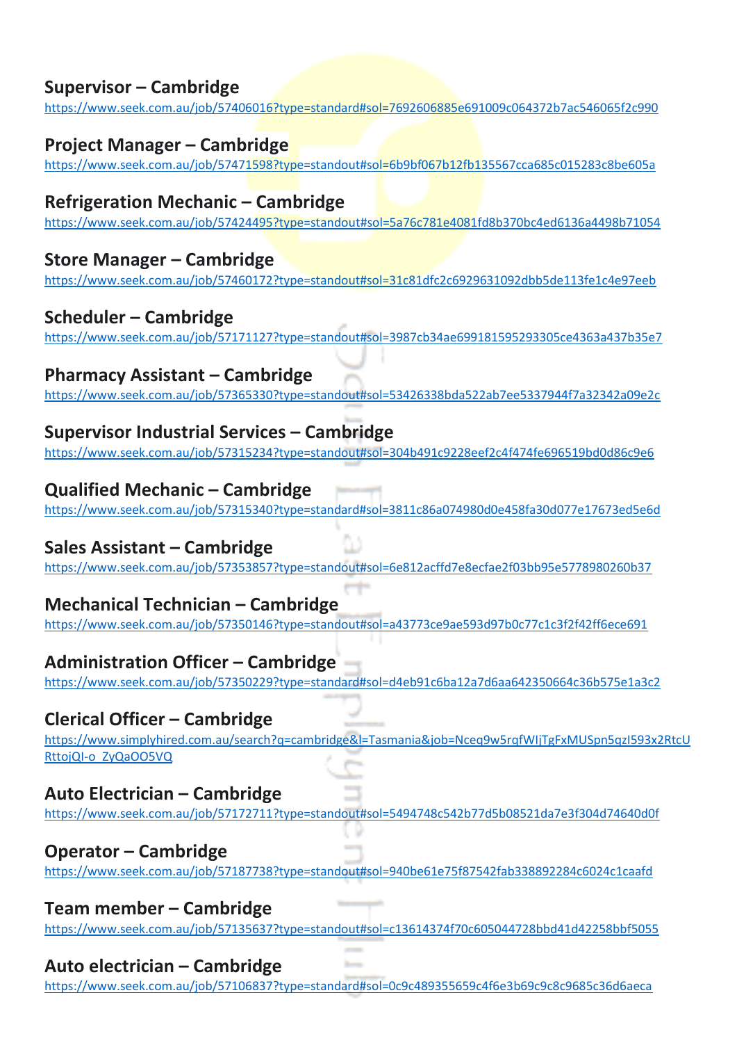**Supervisor – Cambridge**
https://www.seek.com.au/job/57406016?type=standard#sol=7692606885e691009c064372b7ac546065f2c990

**Project Manager – Cambridge**
https://www.seek.com.au/job/57471598?type=standout#sol=6b9bf067b12fb135567cca685c015283c8be605a

**Refrigeration Mechanic – Cambridge**
https://www.seek.com.au/job/57424495?type=standout#sol=5a76c781e4081fd8b370bc4ed6136a4498b71054

**Store Manager – Cambridge**
https://www.seek.com.au/job/57460172?type=standout#sol=31c81dfc2c6929631092dbb5de113fe1c4e97eeb

**Scheduler – Cambridge**
https://www.seek.com.au/job/57171127?type=standout#sol=3987cb34ae699181595293305ce4363a437b35e7

**Pharmacy Assistant – Cambridge**
https://www.seek.com.au/job/57365330?type=standout#sol=53426338bda522ab7ee5337944f7a32342a09e2c

**Supervisor Industrial Services – Cambridge**
https://www.seek.com.au/job/57315234?type=standout#sol=304b491c9228eef2c4f474fe696519bd0d86c9e6

**Qualified Mechanic – Cambridge**
https://www.seek.com.au/job/57315340?type=standard#sol=3811c86a074980d0e458fa30d077e17673ed5e6d

**Sales Assistant – Cambridge**
https://www.seek.com.au/job/57353857?type=standout#sol=6e812acffd7e8ecfae2f03bb95e5778980260b37

**Mechanical Technician – Cambridge**
https://www.seek.com.au/job/57350146?type=standout#sol=a43773ce9ae593d97b0c77c1c3f2f42ff6ece691

**Administration Officer – Cambridge**
https://www.seek.com.au/job/57350229?type=standard#sol=d4eb91c6ba12a7d6aa642350664c36b575e1a3c2

**Clerical Officer – Cambridge**
https://www.simplyhired.com.au/search?q=cambridge&l=Tasmania&job=Nceq9w5rqfWIjTgFxMUSpn5qzI593x2RtcURttojQI-o_ZyQaOO5VQ

**Auto Electrician – Cambridge**
https://www.seek.com.au/job/57172711?type=standout#sol=5494748c542b77d5b08521da7e3f304d74640d0f

**Operator – Cambridge**
https://www.seek.com.au/job/57187738?type=standout#sol=940be61e75f87542fab338892284c6024c1caafd

**Team member – Cambridge**
https://www.seek.com.au/job/57135637?type=standout#sol=c13614374f70c605044728bbd41d42258bbf5055

**Auto electrician – Cambridge**
https://www.seek.com.au/job/57106837?type=standard#sol=0c9c489355659c4f6e3b69c9c8c9685c36d6aeca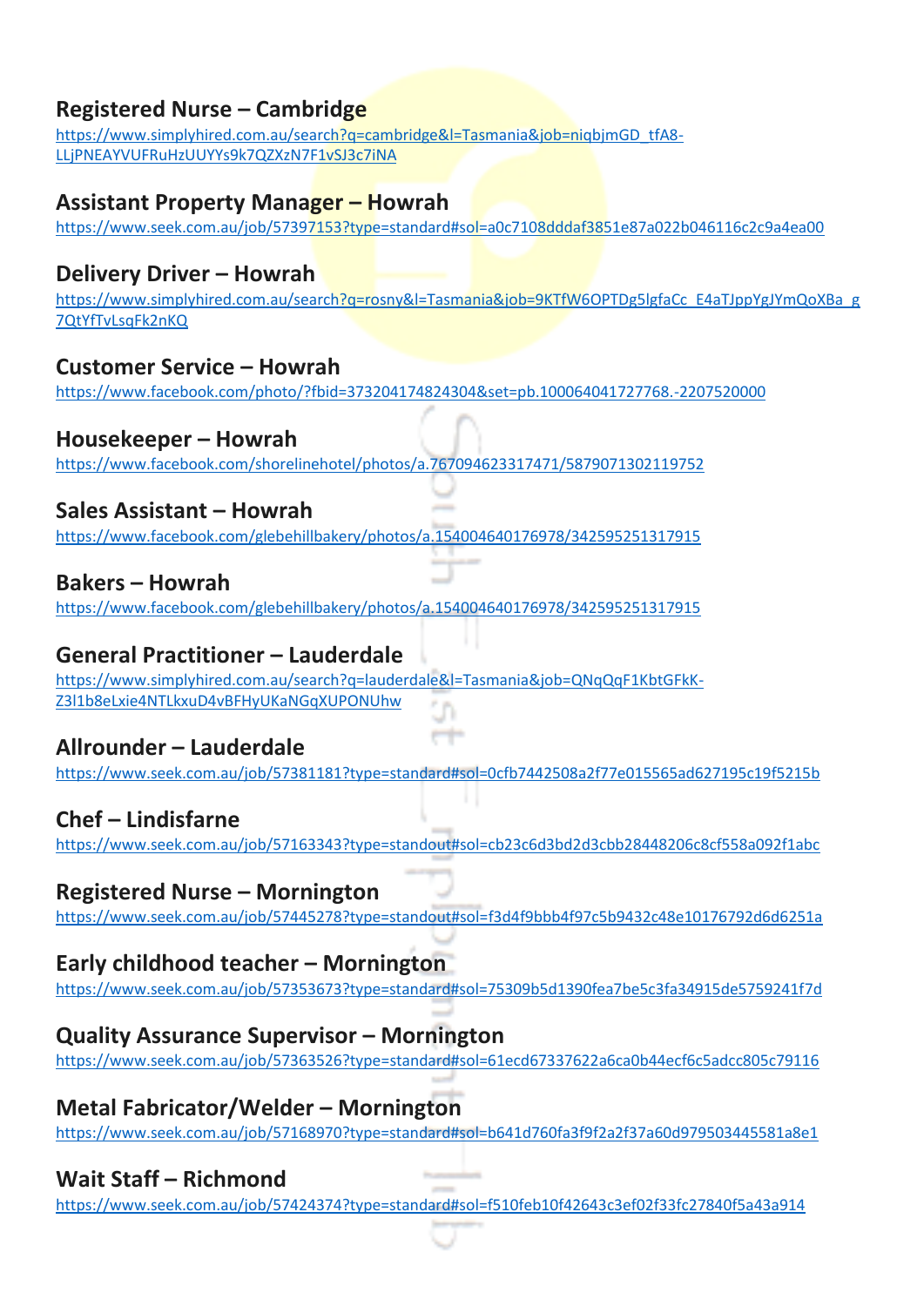## Registered Nurse – Cambridge

https://www.simplyhired.com.au/search?q=cambridge&l=Tasmania&job=niqbjmGD_tfA8-LLjPNEAYVUFRuHzUUYYs9k7QZXzN7F1vSJ3c7iNA

## Assistant Property Manager – Howrah

https://www.seek.com.au/job/57397153?type=standard#sol=a0c7108dddaf3851e87a022b046116c2c9a4ea00

## Delivery Driver – Howrah

https://www.simplyhired.com.au/search?q=rosny&l=Tasmania&job=9KTfW6OPTDg5lgfaCc_E4aTJppYgJYmQoXBa_g7QtYfTvLsqFk2nKQ

## Customer Service – Howrah

https://www.facebook.com/photo/?fbid=373204174824304&set=pb.100064041727768.-2207520000

## Housekeeper – Howrah

https://www.facebook.com/shorelinehotel/photos/a.767094623317471/5879071302119752

## Sales Assistant – Howrah

https://www.facebook.com/glebehillbakery/photos/a.154004640176978/342595251317915

## Bakers – Howrah

https://www.facebook.com/glebehillbakery/photos/a.154004640176978/342595251317915

## General Practitioner – Lauderdale

https://www.simplyhired.com.au/search?q=lauderdale&l=Tasmania&job=QNqQqF1KbtGFkK-Z3l1b8eLxie4NTLkxuD4vBFHyUKaNGqXUPONUhw

## Allrounder – Lauderdale

https://www.seek.com.au/job/57381181?type=standard#sol=0cfb7442508a2f77e015565ad627195c19f5215b

## Chef – Lindisfarne

https://www.seek.com.au/job/57163343?type=standout#sol=cb23c6d3bd2d3cbb28448206c8cf558a092f1abc

## Registered Nurse – Mornington

https://www.seek.com.au/job/57445278?type=standout#sol=f3d4f9bbb4f97c5b9432c48e10176792d6d6251a

## Early childhood teacher – Mornington

https://www.seek.com.au/job/57353673?type=standard#sol=75309b5d1390fea7be5c3fa34915de5759241f7d

## Quality Assurance Supervisor – Mornington

https://www.seek.com.au/job/57363526?type=standard#sol=61ecd67337622a6ca0b44ecf6c5adcc805c79116

## Metal Fabricator/Welder – Mornington

https://www.seek.com.au/job/57168970?type=standard#sol=b641d760fa3f9f2a2f37a60d979503445581a8e1

## Wait Staff – Richmond

https://www.seek.com.au/job/57424374?type=standard#sol=f510feb10f42643c3ef02f33fc27840f5a43a914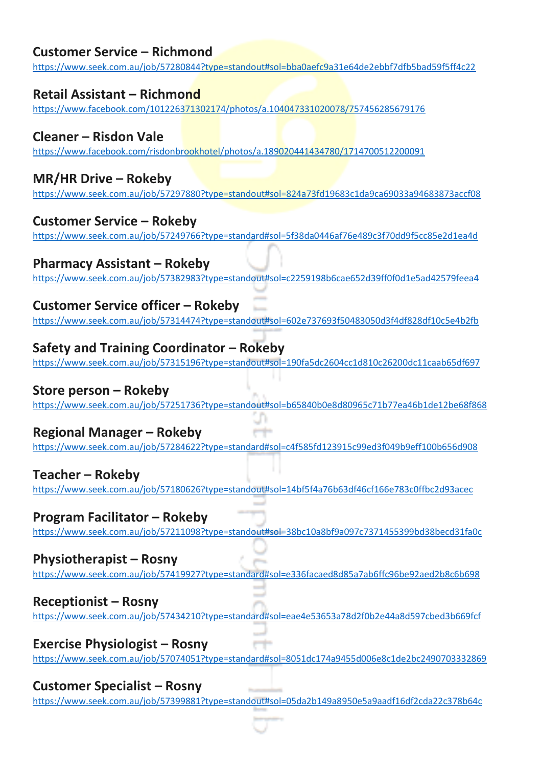### Customer Service – Richmond

https://www.seek.com.au/job/57280844?type=standout#sol=bba0aefc9a31e64de2ebbf7dfb5bad59f5ff4c22

### Retail Assistant – Richmond

https://www.facebook.com/101226371302174/photos/a.104047331020078/757456285679176

### Cleaner – Risdon Vale

https://www.facebook.com/risdonbrookhotel/photos/a.189020441434780/1714700512200091

### MR/HR Drive – Rokeby

https://www.seek.com.au/job/57297880?type=standout#sol=824a73fd19683c1da9ca69033a94683873accf08

### Customer Service – Rokeby

https://www.seek.com.au/job/57249766?type=standard#sol=5f38da0446af76e489c3f70dd9f5cc85e2d1ea4d

### Pharmacy Assistant – Rokeby

https://www.seek.com.au/job/57382983?type=standout#sol=c2259198b6cae652d39ff0f0d1e5ad42579feea4

### Customer Service officer – Rokeby

https://www.seek.com.au/job/57314474?type=standout#sol=602e737693f50483050d3f4df828df10c5e4b2fb

### Safety and Training Coordinator – Rokeby

https://www.seek.com.au/job/57315196?type=standout#sol=190fa5dc2604cc1d810c26200dc11caab65df697

### Store person – Rokeby

https://www.seek.com.au/job/57251736?type=standout#sol=b65840b0e8d80965c71b77ea46b1de12be68f868

### Regional Manager – Rokeby

https://www.seek.com.au/job/57284622?type=standard#sol=c4f585fd123915c99ed3f049b9eff100b656d908

### Teacher – Rokeby

https://www.seek.com.au/job/57180626?type=standout#sol=14bf5f4a76b63df46cf166e783c0ffbc2d93acec

### Program Facilitator – Rokeby

https://www.seek.com.au/job/57211098?type=standout#sol=38bc10a8bf9a097c7371455399bd38becd31fa0c

### Physiotherapist – Rosny

https://www.seek.com.au/job/57419927?type=standard#sol=e336facaed8d85a7ab6ffc96be92aed2b8c6b698

### Receptionist – Rosny

https://www.seek.com.au/job/57434210?type=standard#sol=eae4e53653a78d2f0b2e44a8d597cbed3b669fcf

### Exercise Physiologist – Rosny

https://www.seek.com.au/job/57074051?type=standard#sol=8051dc174a9455d006e8c1de2bc2490703332869

### Customer Specialist – Rosny

https://www.seek.com.au/job/57399881?type=standout#sol=05da2b149a8950e5a9aadf16df2cda22c378b64c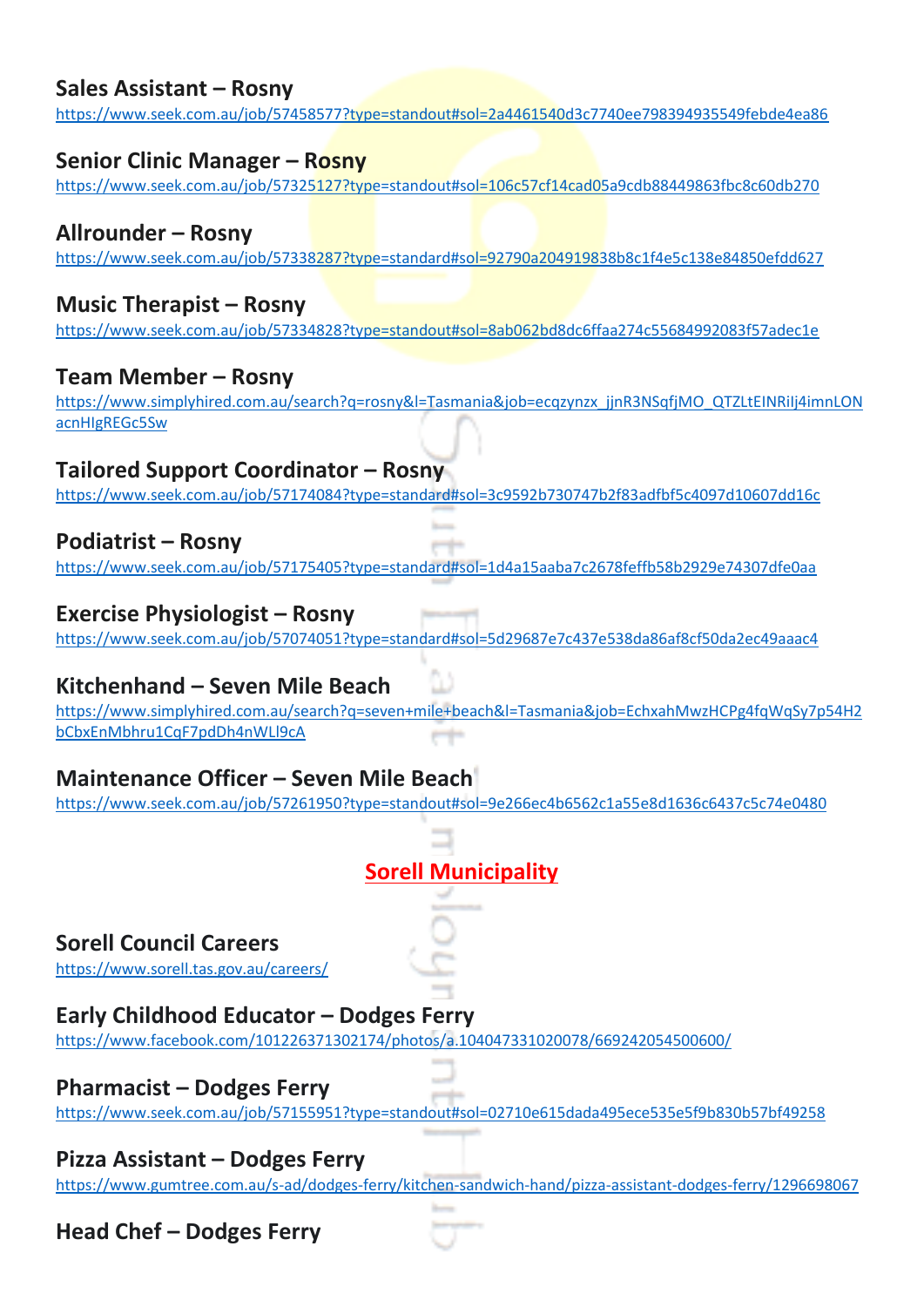**Sales Assistant – Rosny**
https://www.seek.com.au/job/57458577?type=standout#sol=2a4461540d3c7740ee798394935549febde4ea86

**Senior Clinic Manager – Rosny**
https://www.seek.com.au/job/57325127?type=standout#sol=106c57cf14cad05a9cdb88449863fbc8c60db270

**Allrounder – Rosny**
https://www.seek.com.au/job/57338287?type=standard#sol=92790a204919838b8c1f4e5c138e84850efdd627

**Music Therapist – Rosny**
https://www.seek.com.au/job/57334828?type=standout#sol=8ab062bd8dc6ffaa274c55684992083f57adec1e

**Team Member – Rosny**
https://www.simplyhired.com.au/search?q=rosny&l=Tasmania&job=ecqzynzx_jjnR3NSqfjMO_QTZLtEINRiIj4imnLONacnHIgREGc5Sw

**Tailored Support Coordinator – Rosny**
https://www.seek.com.au/job/57174084?type=standard#sol=3c9592b730747b2f83adfbf5c4097d10607dd16c

**Podiatrist – Rosny**
https://www.seek.com.au/job/57175405?type=standard#sol=1d4a15aaba7c2678feffb58b2929e74307dfe0aa

**Exercise Physiologist – Rosny**
https://www.seek.com.au/job/57074051?type=standard#sol=5d29687e7c437e538da86af8cf50da2ec49aaac4

**Kitchenhand – Seven Mile Beach**
https://www.simplyhired.com.au/search?q=seven+mile+beach&l=Tasmania&job=EchxahMwzHCPg4fqWqSy7p54H2bCbxEnMbhru1CqF7pdDh4nWLl9cA

**Maintenance Officer – Seven Mile Beach**
https://www.seek.com.au/job/57261950?type=standout#sol=9e266ec4b6562c1a55e8d1636c6437c5c74e0480

## Sorell Municipality

**Sorell Council Careers**
https://www.sorell.tas.gov.au/careers/

**Early Childhood Educator – Dodges Ferry**
https://www.facebook.com/101226371302174/photos/a.104047331020078/669242054500600/

**Pharmacist – Dodges Ferry**
https://www.seek.com.au/job/57155951?type=standout#sol=02710e615dada495ece535e5f9b830b57bf49258

**Pizza Assistant – Dodges Ferry**
https://www.gumtree.com.au/s-ad/dodges-ferry/kitchen-sandwich-hand/pizza-assistant-dodges-ferry/1296698067

**Head Chef – Dodges Ferry**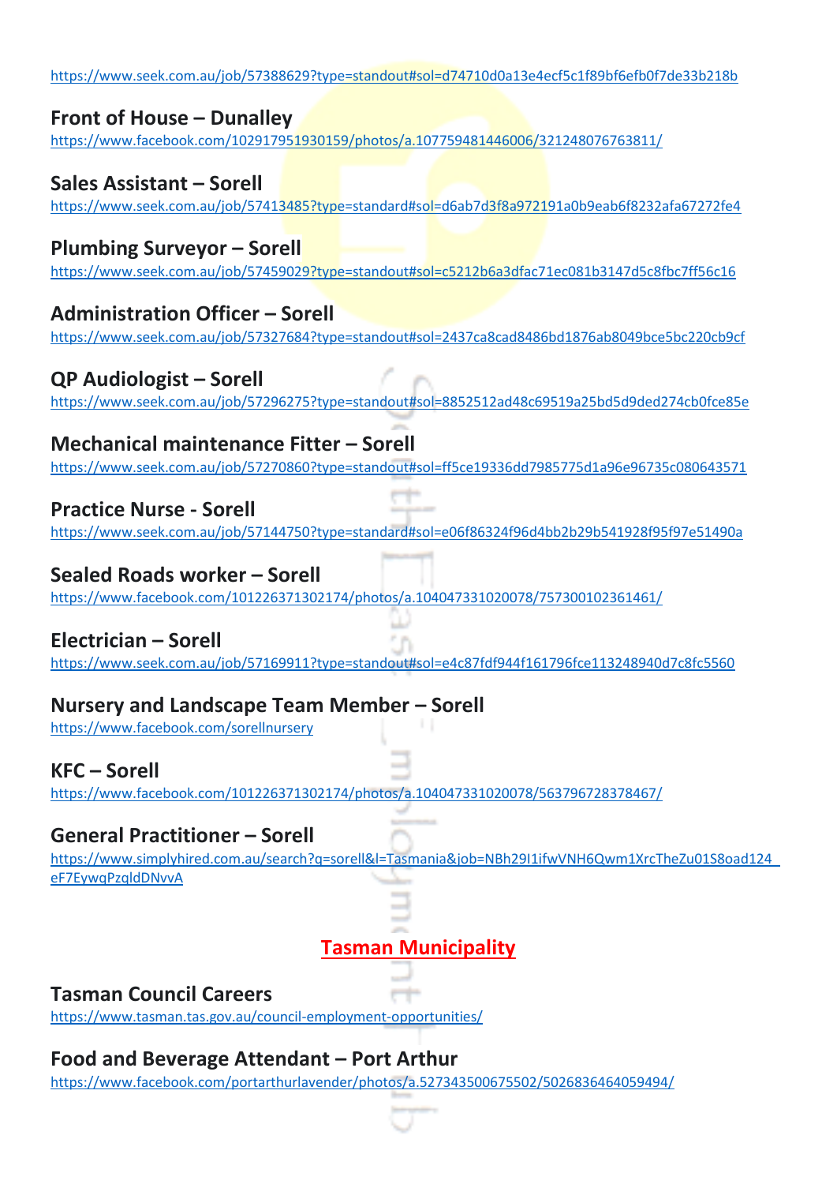https://www.seek.com.au/job/57388629?type=standout#sol=d74710d0a13e4ecf5c1f89bf6efb0f7de33b218b

### Front of House – Dunalley
https://www.facebook.com/102917951930159/photos/a.107759481446006/321248076763811/

### Sales Assistant – Sorell
https://www.seek.com.au/job/57413485?type=standard#sol=d6ab7d3f8a972191a0b9eab6f8232afa67272fe4

### Plumbing Surveyor – Sorell
https://www.seek.com.au/job/57459029?type=standout#sol=c5212b6a3dfac71ec081b3147d5c8fbc7ff56c16

### Administration Officer – Sorell
https://www.seek.com.au/job/57327684?type=standout#sol=2437ca8cad8486bd1876ab8049bce5bc220cb9cf

### QP Audiologist – Sorell
https://www.seek.com.au/job/57296275?type=standout#sol=8852512ad48c69519a25bd5d9ded274cb0fce85e

### Mechanical maintenance Fitter – Sorell
https://www.seek.com.au/job/57270860?type=standout#sol=ff5ce19336dd7985775d1a96e96735c080643571

### Practice Nurse - Sorell
https://www.seek.com.au/job/57144750?type=standard#sol=e06f86324f96d4bb2b29b541928f95f97e51490a

### Sealed Roads worker – Sorell
https://www.facebook.com/101226371302174/photos/a.104047331020078/757300102361461/

### Electrician – Sorell
https://www.seek.com.au/job/57169911?type=standout#sol=e4c87fdf944f161796fce113248940d7c8fc5560

### Nursery and Landscape Team Member – Sorell
https://www.facebook.com/sorellnursery

### KFC – Sorell
https://www.facebook.com/101226371302174/photos/a.104047331020078/563796728378467/

### General Practitioner – Sorell
https://www.simplyhired.com.au/search?q=sorell&l=Tasmania&job=NBh29I1ifwVNH6Qwm1XrcTheZu01S8oad124eF7EywqPzqldDNvvA

## Tasman Municipality

### Tasman Council Careers
https://www.tasman.tas.gov.au/council-employment-opportunities/

### Food and Beverage Attendant – Port Arthur
https://www.facebook.com/portarthurlavender/photos/a.527343500675502/5026836464059494/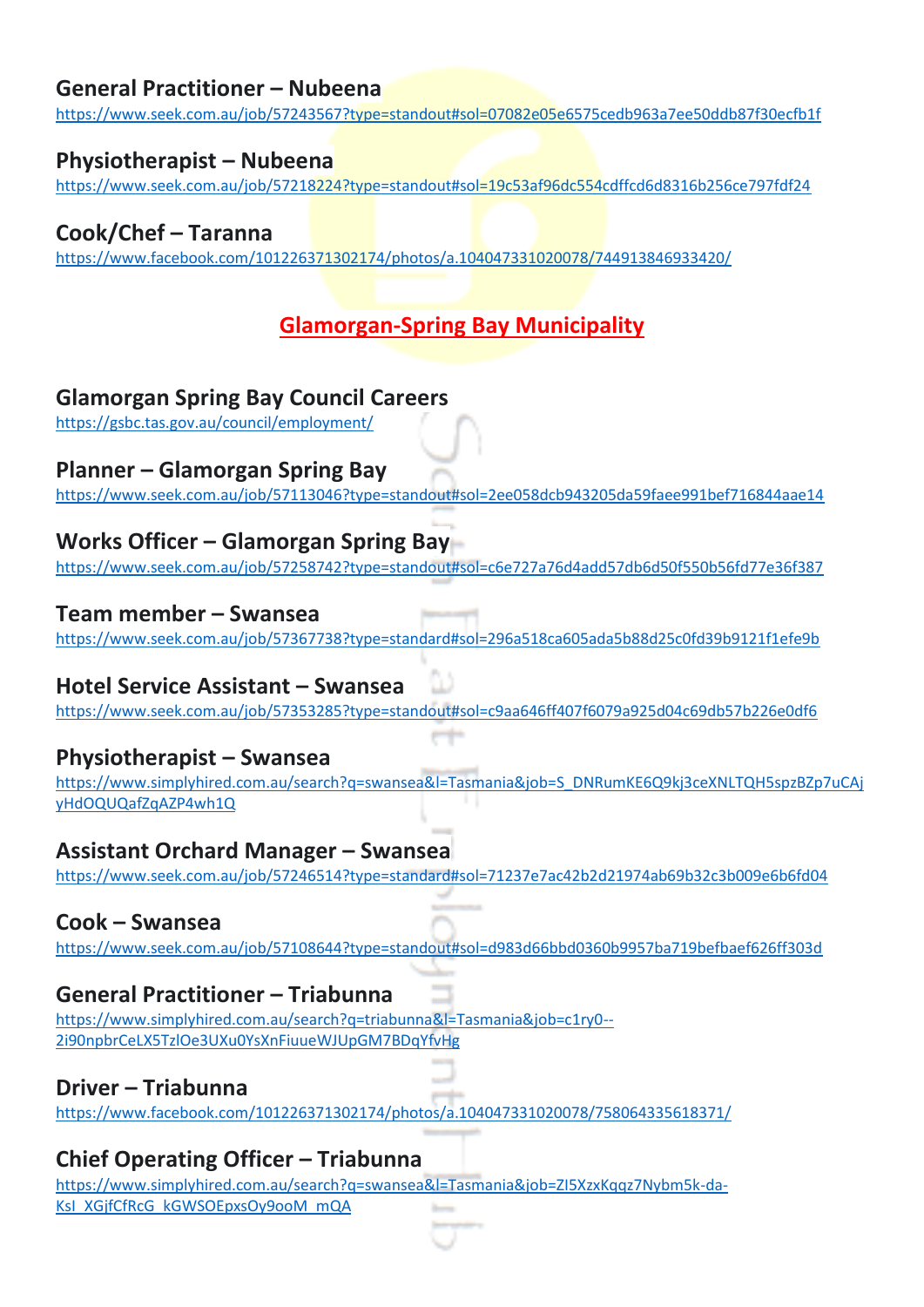### General Practitioner – Nubeena

https://www.seek.com.au/job/57243567?type=standout#sol=07082e05e6575cedb963a7ee50ddb87f30ecfb1f

### Physiotherapist – Nubeena

https://www.seek.com.au/job/57218224?type=standout#sol=19c53af96dc554cdffcd6d8316b256ce797fdf24

### Cook/Chef – Taranna

https://www.facebook.com/101226371302174/photos/a.104047331020078/744913846933420/

## Glamorgan-Spring Bay Municipality

### Glamorgan Spring Bay Council Careers

https://gsbc.tas.gov.au/council/employment/

### Planner – Glamorgan Spring Bay

https://www.seek.com.au/job/57113046?type=standout#sol=2ee058dcb943205da59faee991bef716844aae14

### Works Officer – Glamorgan Spring Bay

https://www.seek.com.au/job/57258742?type=standout#sol=c6e727a76d4add57db6d50f550b56fd77e36f387

### Team member – Swansea

https://www.seek.com.au/job/57367738?type=standard#sol=296a518ca605ada5b88d25c0fd39b9121f1efe9b

### Hotel Service Assistant – Swansea

https://www.seek.com.au/job/57353285?type=standout#sol=c9aa646ff407f6079a925d04c69db57b226e0df6

### Physiotherapist – Swansea

https://www.simplyhired.com.au/search?q=swansea&l=Tasmania&job=S_DNRumKE6Q9kj3ceXNLTQH5spzBZp7uCAjyHdOQUQafZqAZP4wh1Q

### Assistant Orchard Manager – Swansea

https://www.seek.com.au/job/57246514?type=standard#sol=71237e7ac42b2d21974ab69b32c3b009e6b6fd04

### Cook – Swansea

https://www.seek.com.au/job/57108644?type=standout#sol=d983d66bbd0360b9957ba719befbaef626ff303d

### General Practitioner – Triabunna

https://www.simplyhired.com.au/search?q=triabunna&l=Tasmania&job=c1ry0--2i90npbrCeLX5TzlOe3UXu0YsXnFiuueWJUpGM7BDqYfvHg

### Driver – Triabunna

https://www.facebook.com/101226371302174/photos/a.104047331020078/758064335618371/

### Chief Operating Officer – Triabunna

https://www.simplyhired.com.au/search?q=swansea&l=Tasmania&job=ZI5XzxKqqz7Nybm5k-da-KsI_XGjfCfRcG_kGWSOEpxsOy9ooM_mQA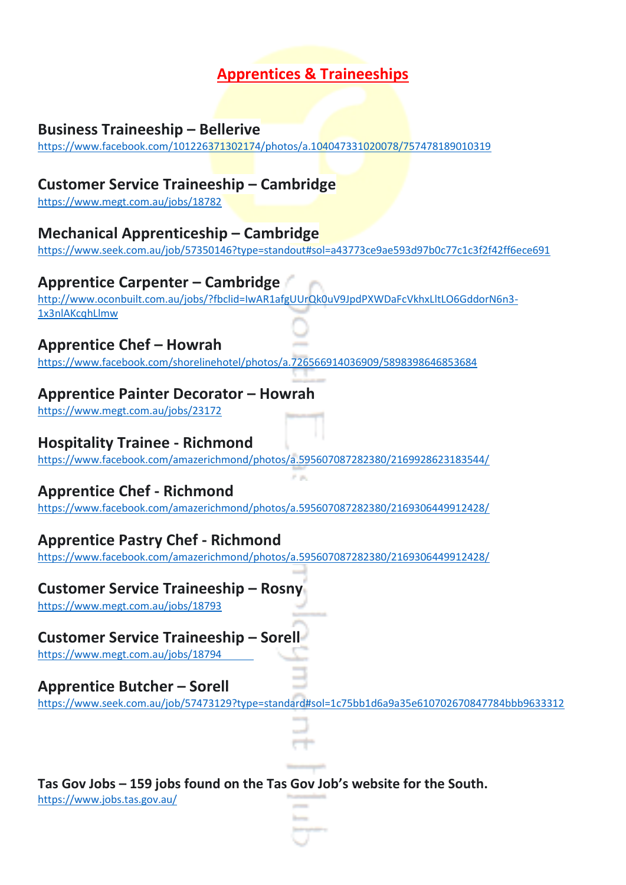# Apprentices & Traineeships

## Business Traineeship – Bellerive

https://www.facebook.com/101226371302174/photos/a.104047331020078/757478189010319

## Customer Service Traineeship – Cambridge

https://www.megt.com.au/jobs/18782

## Mechanical Apprenticeship – Cambridge

https://www.seek.com.au/job/57350146?type=standout#sol=a43773ce9ae593d97b0c77c1c3f2f42ff6ece691

## Apprentice Carpenter – Cambridge

http://www.oconbuilt.com.au/jobs/?fbclid=IwAR1afgUUrQk0uV9JpdPXWDaFcVkhxLltLO6GddorN6n3-1x3nlAKcqhLlmw

## Apprentice Chef – Howrah

https://www.facebook.com/shorelinehotel/photos/a.726566914036909/5898398646853684

## Apprentice Painter Decorator – Howrah

https://www.megt.com.au/jobs/23172

## Hospitality Trainee - Richmond

https://www.facebook.com/amazerichmond/photos/a.595607087282380/2169928623183544/

## Apprentice Chef - Richmond

https://www.facebook.com/amazerichmond/photos/a.595607087282380/2169306449912428/

## Apprentice Pastry Chef - Richmond

https://www.facebook.com/amazerichmond/photos/a.595607087282380/2169306449912428/

## Customer Service Traineeship – Rosny

https://www.megt.com.au/jobs/18793

## Customer Service Traineeship – Sorell

https://www.megt.com.au/jobs/18794

## Apprentice Butcher – Sorell

https://www.seek.com.au/job/57473129?type=standard#sol=1c75bb1d6a9a35e610702670847784bbb9633312

**Tas Gov Jobs – 159 jobs found on the Tas Gov Job's website for the South.**

https://www.jobs.tas.gov.au/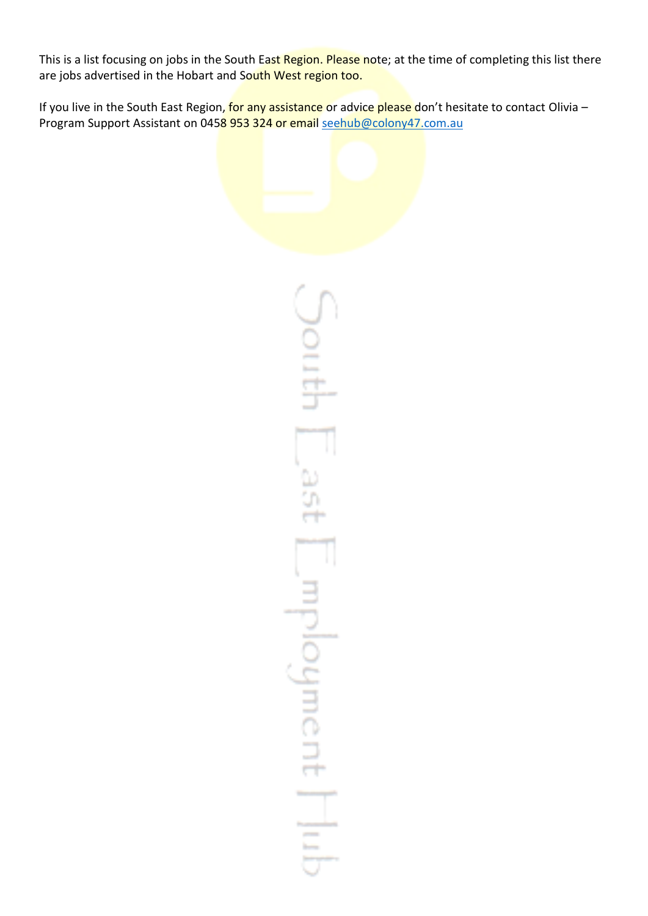This is a list focusing on jobs in the South East Region. Please note; at the time of completing this list there are jobs advertised in the Hobart and South West region too.

If you live in the South East Region, for any assistance or advice please don't hesitate to contact Olivia – Program Support Assistant on 0458 953 324 or email seehub@colony47.com.au